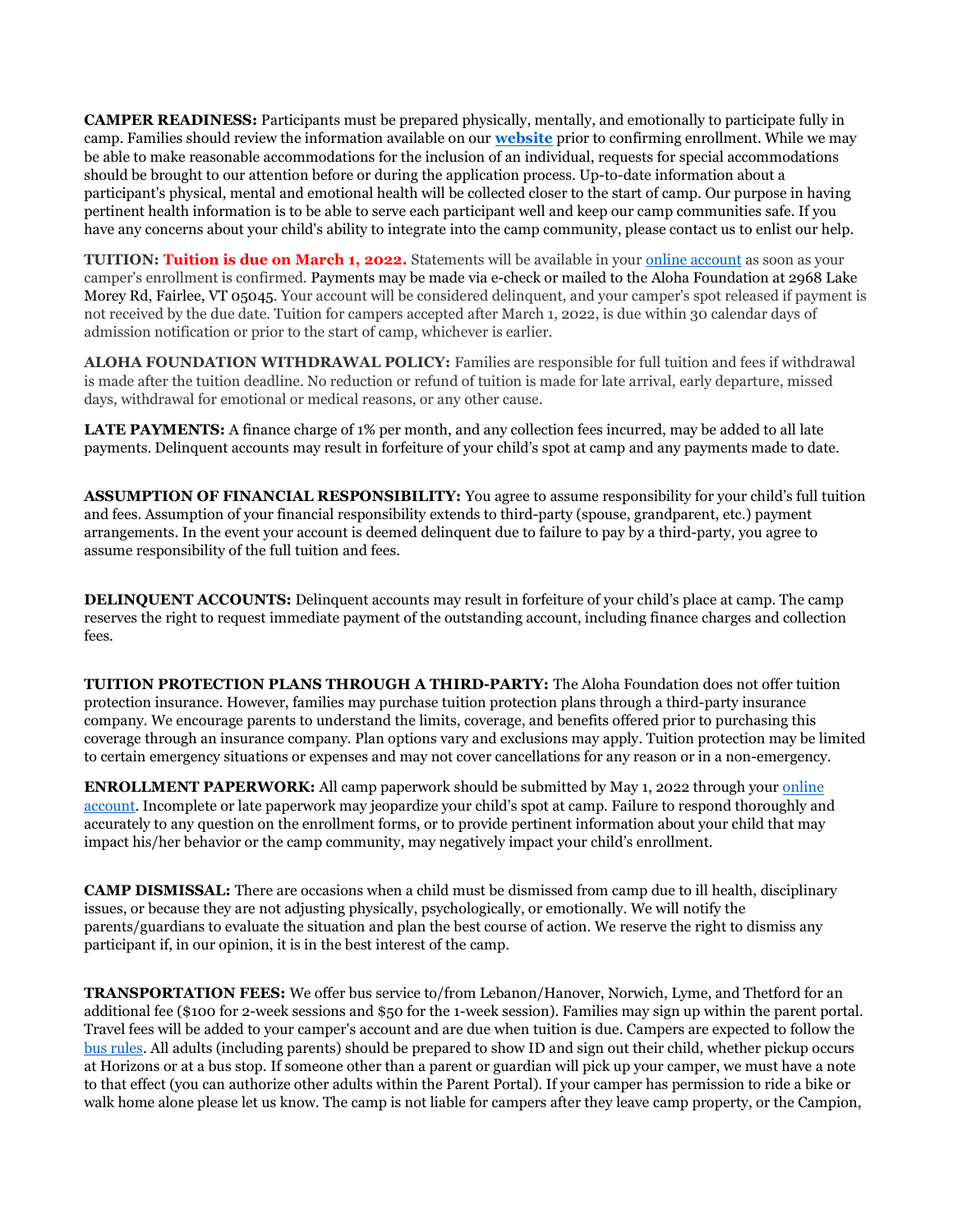**CAMPER READINESS:** Participants must be prepared physically, mentally, and emotionally to participate fully in camp. Families should review the information available on our **website** prior to confirming enrollment. While we may be able to make reasonable accommodations for the inclusion of an individual, requests for special accommodations should be brought to our attention before or during the application process. Up-to-date information about a participant's physical, mental and emotional health will be collected closer to the start of camp. Our purpose in having pertinent health information is to be able to serve each participant well and keep our camp communities safe. If you have any concerns about your child's ability to integrate into the camp community, please contact us to enlist our help.

**TUITION:** **Tuition is due on March 1, 2022.** Statements will be available in your online account as soon as your camper's enrollment is confirmed. Payments may be made via e-check or mailed to the Aloha Foundation at 2968 Lake Morey Rd, Fairlee, VT 05045. Your account will be considered delinquent, and your camper's spot released if payment is not received by the due date. Tuition for campers accepted after March 1, 2022, is due within 30 calendar days of admission notification or prior to the start of camp, whichever is earlier.

**ALOHA FOUNDATION WITHDRAWAL POLICY:** Families are responsible for full tuition and fees if withdrawal is made after the tuition deadline. No reduction or refund of tuition is made for late arrival, early departure, missed days, withdrawal for emotional or medical reasons, or any other cause.

**LATE PAYMENTS:** A finance charge of 1% per month, and any collection fees incurred, may be added to all late payments. Delinquent accounts may result in forfeiture of your child's spot at camp and any payments made to date.

**ASSUMPTION OF FINANCIAL RESPONSIBILITY:** You agree to assume responsibility for your child's full tuition and fees. Assumption of your financial responsibility extends to third-party (spouse, grandparent, etc.) payment arrangements. In the event your account is deemed delinquent due to failure to pay by a third-party, you agree to assume responsibility of the full tuition and fees.

**DELINQUENT ACCOUNTS:** Delinquent accounts may result in forfeiture of your child's place at camp. The camp reserves the right to request immediate payment of the outstanding account, including finance charges and collection fees.

**TUITION PROTECTION PLANS THROUGH A THIRD-PARTY:** The Aloha Foundation does not offer tuition protection insurance. However, families may purchase tuition protection plans through a third-party insurance company. We encourage parents to understand the limits, coverage, and benefits offered prior to purchasing this coverage through an insurance company. Plan options vary and exclusions may apply. Tuition protection may be limited to certain emergency situations or expenses and may not cover cancellations for any reason or in a non-emergency.

**ENROLLMENT PAPERWORK:** All camp paperwork should be submitted by May 1, 2022 through your online account. Incomplete or late paperwork may jeopardize your child's spot at camp. Failure to respond thoroughly and accurately to any question on the enrollment forms, or to provide pertinent information about your child that may impact his/her behavior or the camp community, may negatively impact your child's enrollment.

**CAMP DISMISSAL:** There are occasions when a child must be dismissed from camp due to ill health, disciplinary issues, or because they are not adjusting physically, psychologically, or emotionally. We will notify the parents/guardians to evaluate the situation and plan the best course of action. We reserve the right to dismiss any participant if, in our opinion, it is in the best interest of the camp.

**TRANSPORTATION FEES:** We offer bus service to/from Lebanon/Hanover, Norwich, Lyme, and Thetford for an additional fee ($100 for 2-week sessions and $50 for the 1-week session). Families may sign up within the parent portal. Travel fees will be added to your camper's account and are due when tuition is due. Campers are expected to follow the bus rules. All adults (including parents) should be prepared to show ID and sign out their child, whether pickup occurs at Horizons or at a bus stop. If someone other than a parent or guardian will pick up your camper, we must have a note to that effect (you can authorize other adults within the Parent Portal). If your camper has permission to ride a bike or walk home alone please let us know. The camp is not liable for campers after they leave camp property, or the Campion,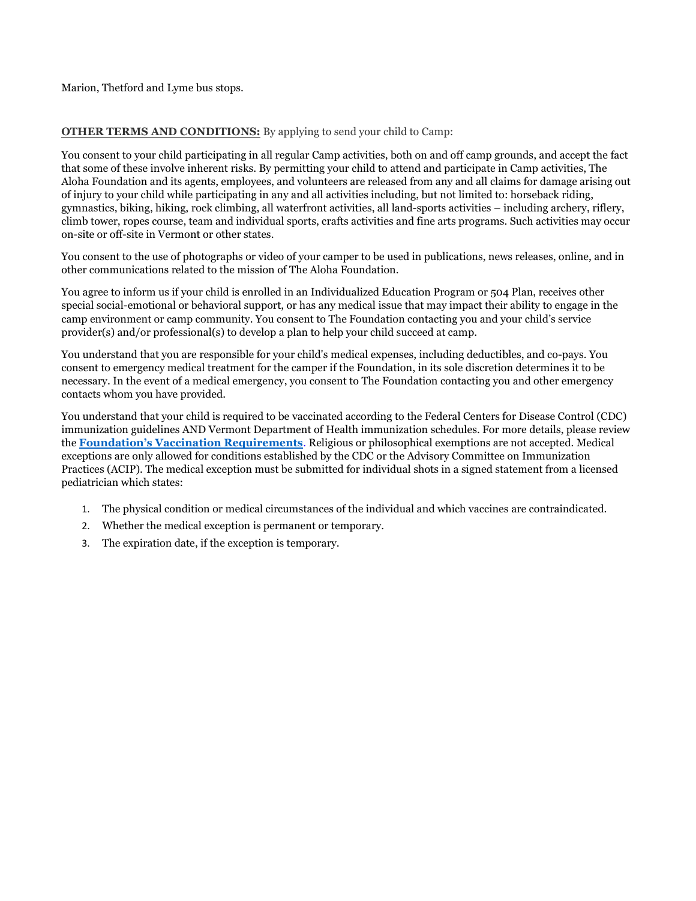Marion, Thetford and Lyme bus stops.

**OTHER TERMS AND CONDITIONS:** By applying to send your child to Camp:

You consent to your child participating in all regular Camp activities, both on and off camp grounds, and accept the fact that some of these involve inherent risks. By permitting your child to attend and participate in Camp activities, The Aloha Foundation and its agents, employees, and volunteers are released from any and all claims for damage arising out of injury to your child while participating in any and all activities including, but not limited to: horseback riding, gymnastics, biking, hiking, rock climbing, all waterfront activities, all land-sports activities – including archery, riflery, climb tower, ropes course, team and individual sports, crafts activities and fine arts programs. Such activities may occur on-site or off-site in Vermont or other states.

You consent to the use of photographs or video of your camper to be used in publications, news releases, online, and in other communications related to the mission of The Aloha Foundation.

You agree to inform us if your child is enrolled in an Individualized Education Program or 504 Plan, receives other special social-emotional or behavioral support, or has any medical issue that may impact their ability to engage in the camp environment or camp community. You consent to The Foundation contacting you and your child's service provider(s) and/or professional(s) to develop a plan to help your child succeed at camp.

You understand that you are responsible for your child's medical expenses, including deductibles, and co-pays. You consent to emergency medical treatment for the camper if the Foundation, in its sole discretion determines it to be necessary. In the event of a medical emergency, you consent to The Foundation contacting you and other emergency contacts whom you have provided.

You understand that your child is required to be vaccinated according to the Federal Centers for Disease Control (CDC) immunization guidelines AND Vermont Department of Health immunization schedules. For more details, please review the **Foundation's Vaccination Requirements**. Religious or philosophical exemptions are not accepted. Medical exceptions are only allowed for conditions established by the CDC or the Advisory Committee on Immunization Practices (ACIP). The medical exception must be submitted for individual shots in a signed statement from a licensed pediatrician which states:

1. The physical condition or medical circumstances of the individual and which vaccines are contraindicated.
2. Whether the medical exception is permanent or temporary.
3. The expiration date, if the exception is temporary.